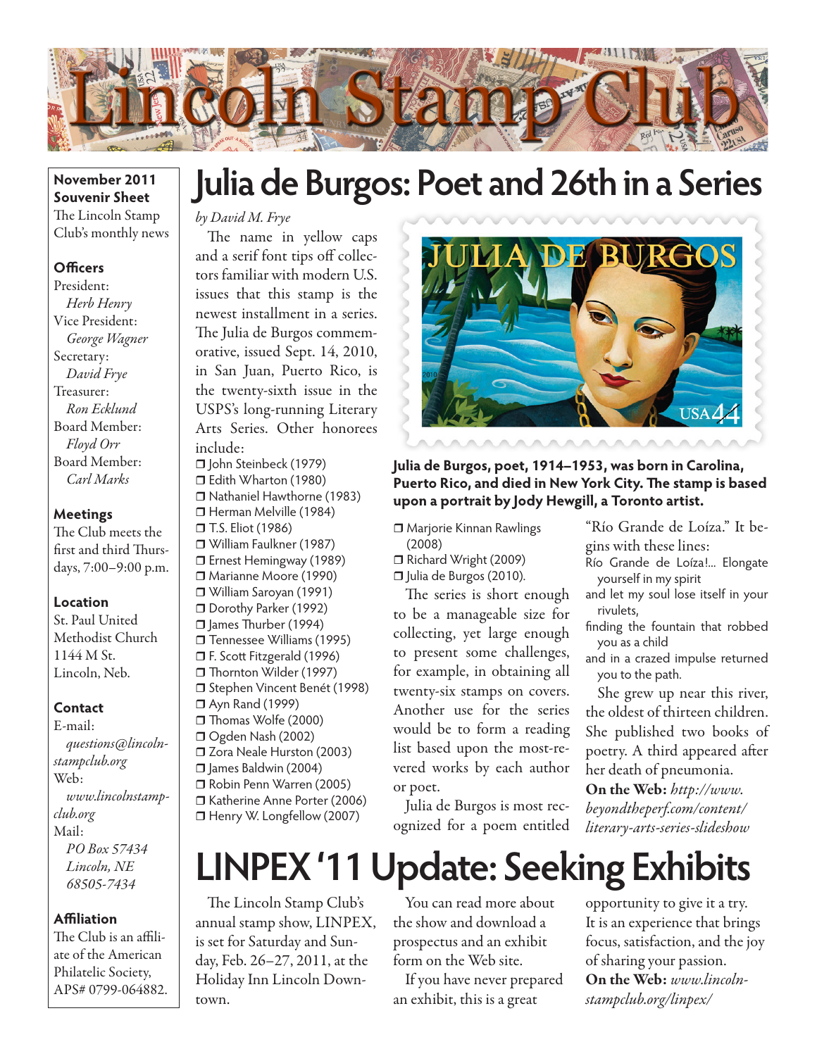# Lincoln Stamp Club

**November 2011 Souvenir Sheet**
The Lincoln Stamp Club's monthly news

**Officers**
President:
*Herb Henry*
Vice President:
*George Wagner*
Secretary:
*David Frye*
Treasurer:
*Ron Ecklund*
Board Member:
*Floyd Orr*
Board Member:
*Carl Marks*

**Meetings**
The Club meets the first and third Thursdays, 7:00–9:00 p.m.

**Location**
St. Paul United Methodist Church
1144 M St.
Lincoln, Neb.

**Contact**
E-mail:
*questions@lincolnstampclub.org*
Web:
*www.lincolnstampclub.org*
Mail:
*PO Box 57434*
*Lincoln, NE 68505-7434*

**Affiliation**
The Club is an affiliate of the American Philatelic Society, APS# 0799-064882.

## Julia de Burgos: Poet and 26th in a Series

*by David M. Frye*

The name in yellow caps and a serif font tips off collectors familiar with modern U.S. issues that this stamp is the newest installment in a series. The Julia de Burgos commemorative, issued Sept. 14, 2010, in San Juan, Puerto Rico, is the twenty-sixth issue in the USPS's long-running Literary Arts Series. Other honorees include:

- ❒ John Steinbeck (1979)
- ❒ Edith Wharton (1980)
- ❒ Nathaniel Hawthorne (1983)
- ❒ Herman Melville (1984)
- ❒ T.S. Eliot (1986)
- ❒ William Faulkner (1987)
- ❒ Ernest Hemingway (1989)
- ❒ Marianne Moore (1990)
- ❒ William Saroyan (1991)
- ❒ Dorothy Parker (1992)
- ❒ James Thurber (1994)
- ❒ Tennessee Williams (1995)
- ❒ F. Scott Fitzgerald (1996)
- ❒ Thornton Wilder (1997)
- ❒ Stephen Vincent Benét (1998)
- ❒ Ayn Rand (1999)
- ❒ Thomas Wolfe (2000)
- ❒ Ogden Nash (2002)
- ❒ Zora Neale Hurston (2003)
- ❒ James Baldwin (2004)
- ❒ Robin Penn Warren (2005)
- ❒ Katherine Anne Porter (2006)
- ❒ Henry W. Longfellow (2007)
- ❒ Marjorie Kinnan Rawlings (2008)
- ❒ Richard Wright (2009)
- ❒ Julia de Burgos (2010).

**Julia de Burgos, poet, 1914–1953, was born in Carolina, Puerto Rico, and died in New York City. The stamp is based upon a portrait by Jody Hewgill, a Toronto artist.**

The series is short enough to be a manageable size for collecting, yet large enough to present some challenges, for example, in obtaining all twenty-six stamps on covers. Another use for the series would be to form a reading list based upon the most-revered works by each author or poet.

Julia de Burgos is most recognized for a poem entitled "Río Grande de Loíza." It begins with these lines:

Río Grande de Loíza!... Elongate yourself in my spirit
and let my soul lose itself in your rivulets,
finding the fountain that robbed you as a child
and in a crazed impulse returned you to the path.

She grew up near this river, the oldest of thirteen children. She published two books of poetry. A third appeared after her death of pneumonia.

**On the Web:** *http://www.beyondtheperf.com/content/literary-arts-series-slideshow*

## LINPEX '11 Update: Seeking Exhibits

The Lincoln Stamp Club's annual stamp show, LINPEX, is set for Saturday and Sunday, Feb. 26–27, 2011, at the Holiday Inn Lincoln Downtown.

You can read more about the show and download a prospectus and an exhibit form on the Web site.

If you have never prepared an exhibit, this is a great opportunity to give it a try. It is an experience that brings focus, satisfaction, and the joy of sharing your passion.

**On the Web:** *www.lincolnstampclub.org/linpex/*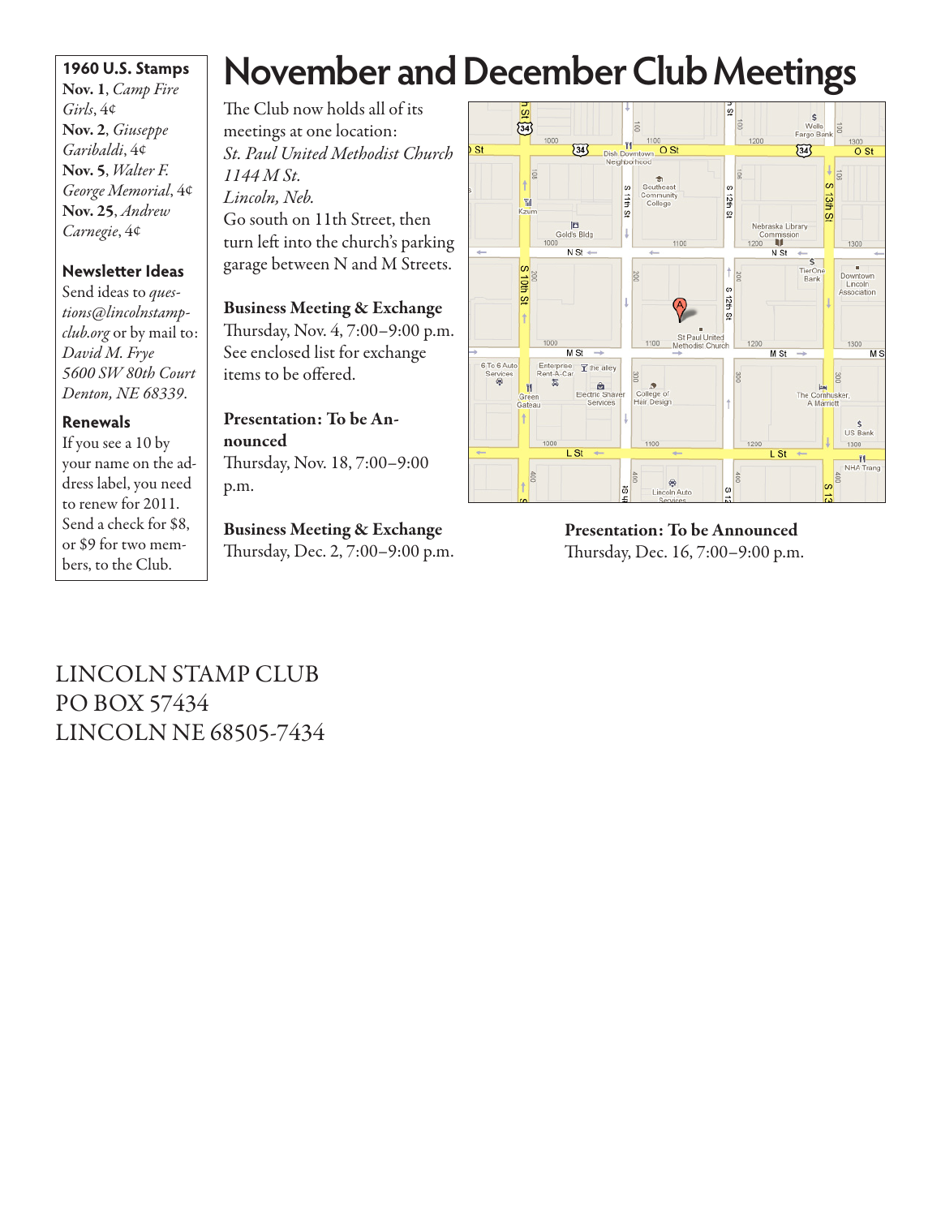# November and December Club Meetings

The Club now holds all of its meetings at one location:
*St. Paul United Methodist Church*
*1144 M St.*
*Lincoln, Neb.*
Go south on 11th Street, then turn left into the church's parking garage between N and M Streets.

**Business Meeting & Exchange**
Thursday, Nov. 4, 7:00–9:00 p.m.
See enclosed list for exchange items to be offered.

**Presentation: To be Announced**
Thursday, Nov. 18, 7:00–9:00 p.m.

**Business Meeting & Exchange**
Thursday, Dec. 2, 7:00–9:00 p.m.

**Presentation: To be Announced**
Thursday, Dec. 16, 7:00–9:00 p.m.

### 1960 U.S. Stamps

**Nov. 1**, *Camp Fire Girls*, 4¢
**Nov. 2**, *Giuseppe Garibaldi*, 4¢
**Nov. 5**, *Walter F. George Memorial*, 4¢
**Nov. 25**, *Andrew Carnegie*, 4¢

### Newsletter Ideas

Send ideas to *questions@lincolnstampclub.org* or by mail to:
*David M. Frye*
*5600 SW 80th Court*
*Denton, NE 68339.*

### Renewals

If you see a 10 by your name on the address label, you need to renew for 2011. Send a check for $8, or $9 for two members, to the Club.

LINCOLN STAMP CLUB
PO BOX 57434
LINCOLN NE 68505-7434